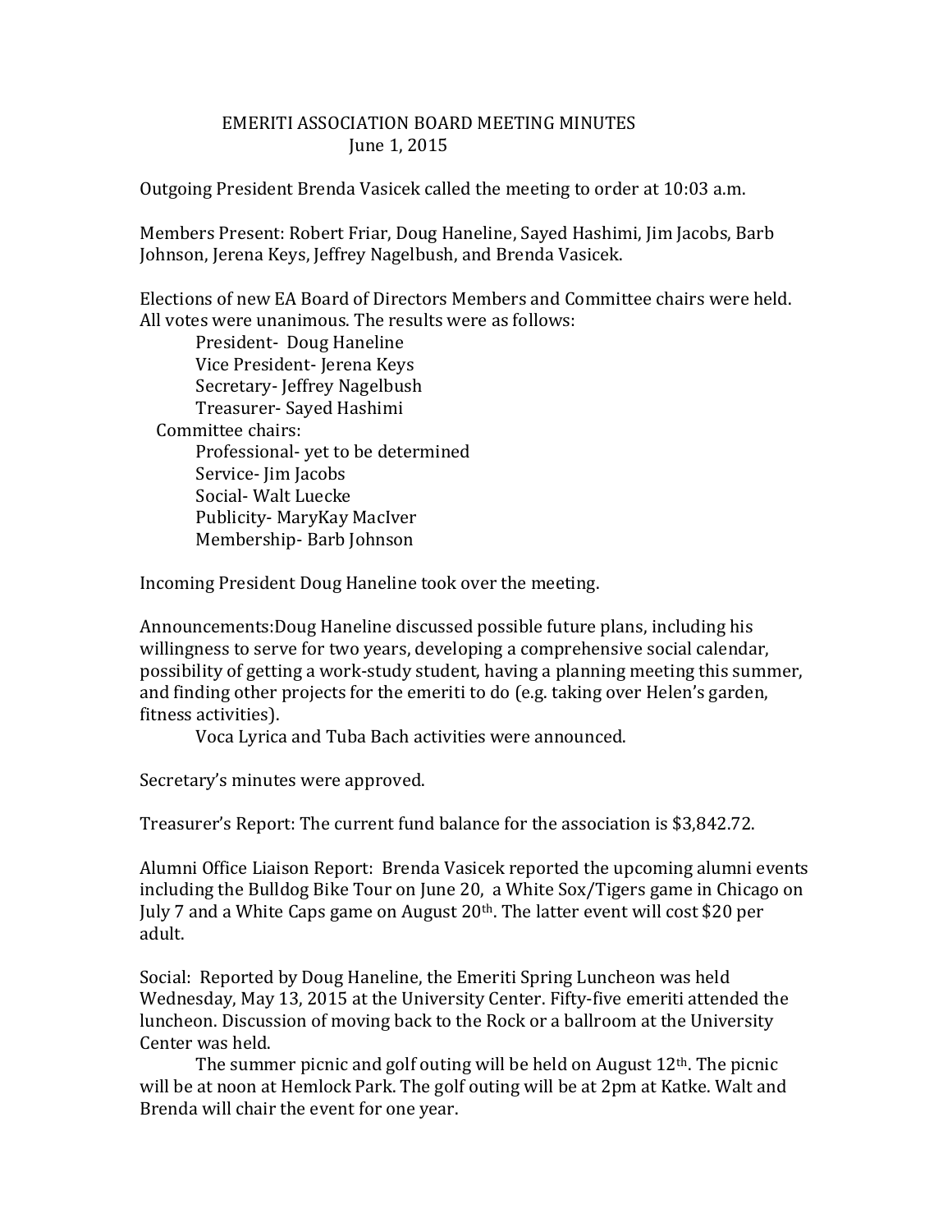# EMERITI ASSOCIATION BOARD MEETING MINUTES

June 1, 2015

Outgoing President Brenda Vasicek called the meeting to order at 10:03 a.m.

Members Present: Robert Friar, Doug Haneline, Sayed Hashimi, Jim Jacobs, Barb Johnson, Jerena Keys, Jeffrey Nagelbush, and Brenda Vasicek.

Elections of new EA Board of Directors Members and Committee chairs were held. All votes were unanimous. The results were as follows:

- President- Doug Haneline
- Vice President- Jerena Keys
- Secretary- Jeffrey Nagelbush
- Treasurer- Sayed Hashimi

Committee chairs:

- Professional- yet to be determined
- Service- Jim Jacobs
- Social- Walt Luecke
- Publicity- MaryKay MacIver
- Membership- Barb Johnson

Incoming President Doug Haneline took over the meeting.

Announcements:Doug Haneline discussed possible future plans, including his willingness to serve for two years, developing a comprehensive social calendar, possibility of getting a work-study student, having a planning meeting this summer, and finding other projects for the emeriti to do (e.g. taking over Helen's garden, fitness activities).

Voca Lyrica and Tuba Bach activities were announced.

Secretary's minutes were approved.

Treasurer's Report: The current fund balance for the association is $3,842.72.

Alumni Office Liaison Report: Brenda Vasicek reported the upcoming alumni events including the Bulldog Bike Tour on June 20, a White Sox/Tigers game in Chicago on July 7 and a White Caps game on August 20th. The latter event will cost $20 per adult.

Social: Reported by Doug Haneline, the Emeriti Spring Luncheon was held Wednesday, May 13, 2015 at the University Center. Fifty-five emeriti attended the luncheon. Discussion of moving back to the Rock or a ballroom at the University Center was held.

The summer picnic and golf outing will be held on August 12th. The picnic will be at noon at Hemlock Park. The golf outing will be at 2pm at Katke. Walt and Brenda will chair the event for one year.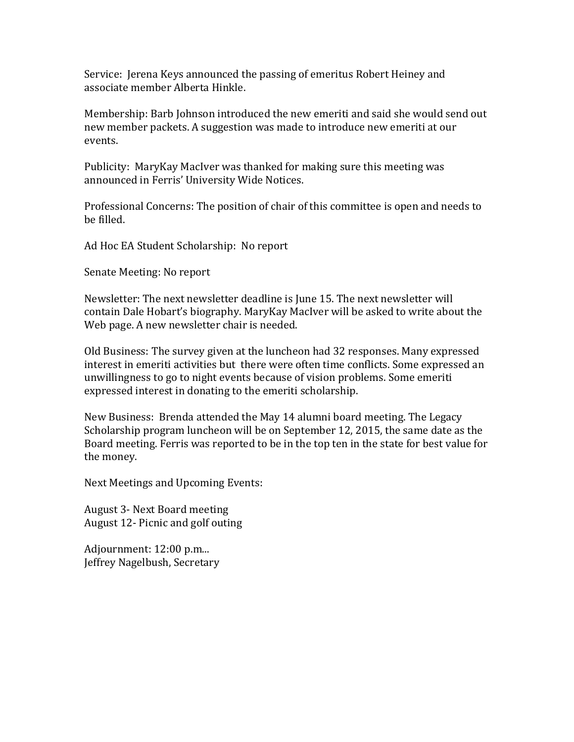Service: Jerena Keys announced the passing of emeritus Robert Heiney and associate member Alberta Hinkle.

Membership: Barb Johnson introduced the new emeriti and said she would send out new member packets. A suggestion was made to introduce new emeriti at our events.

Publicity: MaryKay MacIver was thanked for making sure this meeting was announced in Ferris' University Wide Notices.

Professional Concerns: The position of chair of this committee is open and needs to be filled.

Ad Hoc EA Student Scholarship: No report

Senate Meeting: No report

Newsletter: The next newsletter deadline is June 15. The next newsletter will contain Dale Hobart's biography. MaryKay MacIver will be asked to write about the Web page. A new newsletter chair is needed.

Old Business: The survey given at the luncheon had 32 responses. Many expressed interest in emeriti activities but there were often time conflicts. Some expressed an unwillingness to go to night events because of vision problems. Some emeriti expressed interest in donating to the emeriti scholarship.

New Business: Brenda attended the May 14 alumni board meeting. The Legacy Scholarship program luncheon will be on September 12, 2015, the same date as the Board meeting. Ferris was reported to be in the top ten in the state for best value for the money.

Next Meetings and Upcoming Events:

August 3- Next Board meeting  
August 12- Picnic and golf outing

Adjournment: 12:00 p.m...  
Jeffrey Nagelbush, Secretary